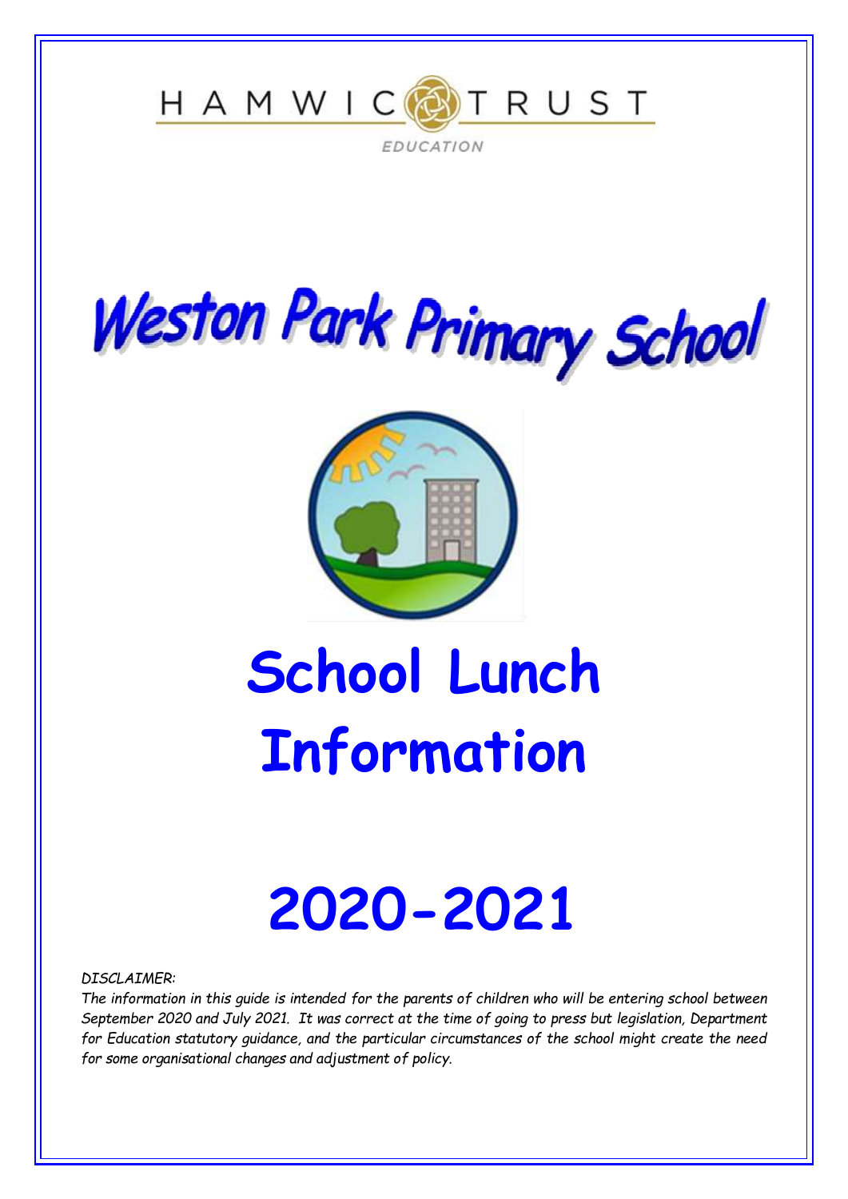HAMWIC TRUST

EDUCATION

# Weston Park Primary School

# School Lunch Information

# 2020-2021

*DISCLAIMER:*

*The information in this guide is intended for the parents of children who will be entering school between September 2020 and July 2021. It was correct at the time of going to press but legislation, Department for Education statutory guidance, and the particular circumstances of the school might create the need for some organisational changes and adjustment of policy.*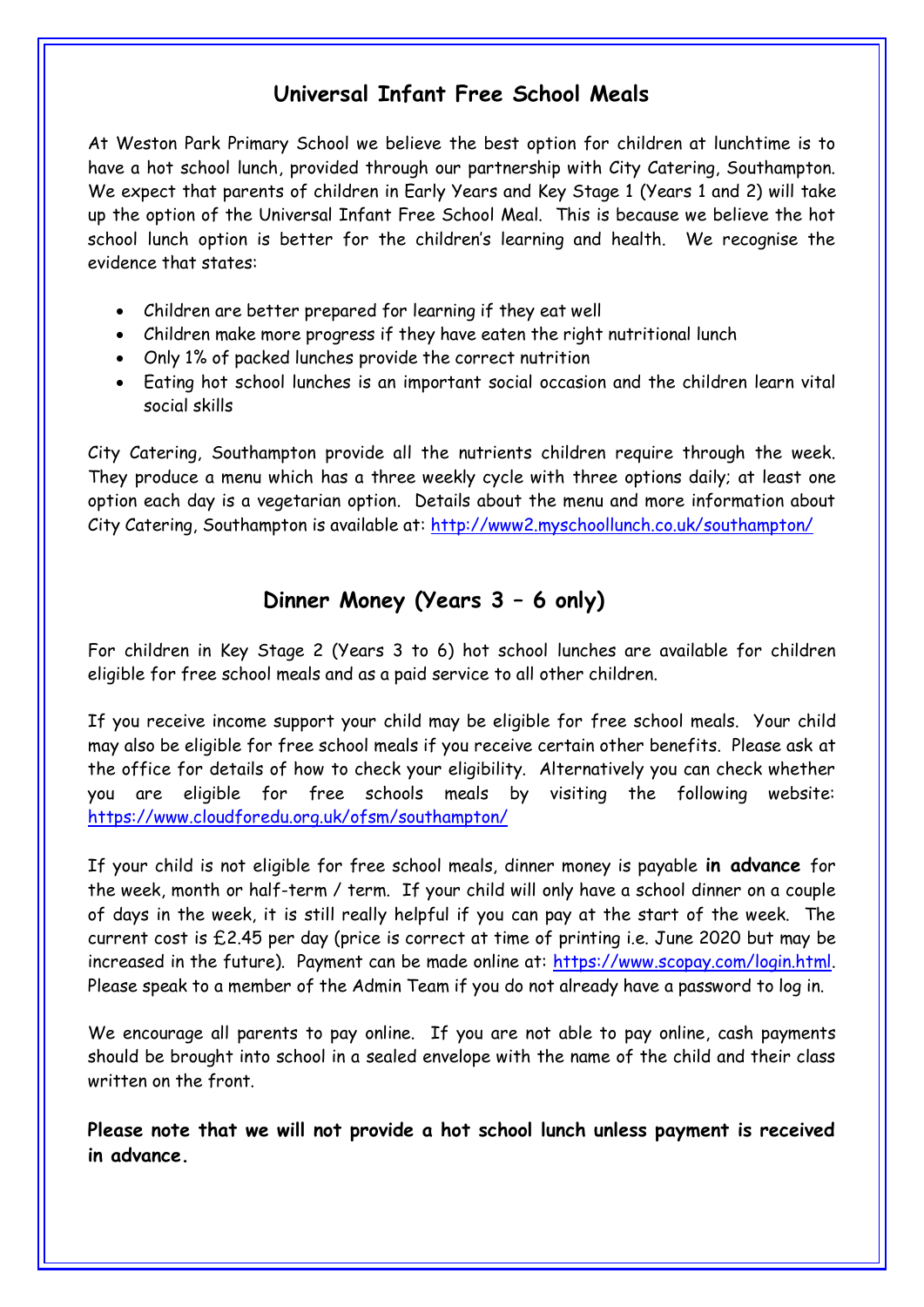## Universal Infant Free School Meals

At Weston Park Primary School we believe the best option for children at lunchtime is to have a hot school lunch, provided through our partnership with City Catering, Southampton. We expect that parents of children in Early Years and Key Stage 1 (Years 1 and 2) will take up the option of the Universal Infant Free School Meal. This is because we believe the hot school lunch option is better for the children's learning and health. We recognise the evidence that states:

- Children are better prepared for learning if they eat well
- Children make more progress if they have eaten the right nutritional lunch
- Only 1% of packed lunches provide the correct nutrition
- Eating hot school lunches is an important social occasion and the children learn vital social skills

City Catering, Southampton provide all the nutrients children require through the week. They produce a menu which has a three weekly cycle with three options daily; at least one option each day is a vegetarian option. Details about the menu and more information about City Catering, Southampton is available at: [http://www2.myschoollunch.co.uk/southampton/](http://www2.myschoollunch.co.uk/southampton/)

## Dinner Money (Years 3 – 6 only)

For children in Key Stage 2 (Years 3 to 6) hot school lunches are available for children eligible for free school meals and as a paid service to all other children.

If you receive income support your child may be eligible for free school meals. Your child may also be eligible for free school meals if you receive certain other benefits. Please ask at the office for details of how to check your eligibility. Alternatively you can check whether you are eligible for free schools meals by visiting the following website: [https://www.cloudforedu.org.uk/ofsm/southampton/](https://www.cloudforedu.org.uk/ofsm/southampton/)

If your child is not eligible for free school meals, dinner money is payable **in advance** for the week, month or half-term / term. If your child will only have a school dinner on a couple of days in the week, it is still really helpful if you can pay at the start of the week. The current cost is £2.45 per day (price is correct at time of printing i.e. June 2020 but may be increased in the future). Payment can be made online at: [https://www.scopay.com/login.html](https://www.scopay.com/login.html). Please speak to a member of the Admin Team if you do not already have a password to log in.

We encourage all parents to pay online. If you are not able to pay online, cash payments should be brought into school in a sealed envelope with the name of the child and their class written on the front.

**Please note that we will not provide a hot school lunch unless payment is received in advance.**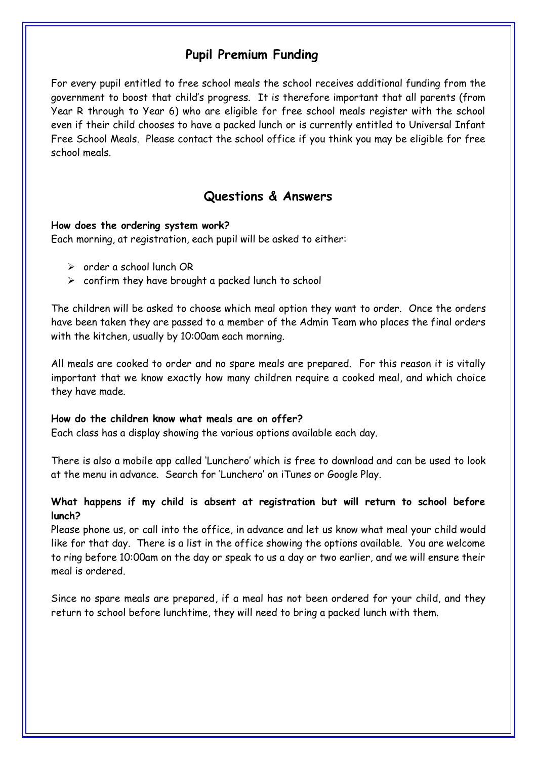## Pupil Premium Funding

For every pupil entitled to free school meals the school receives additional funding from the government to boost that child's progress. It is therefore important that all parents (from Year R through to Year 6) who are eligible for free school meals register with the school even if their child chooses to have a packed lunch or is currently entitled to Universal Infant Free School Meals. Please contact the school office if you think you may be eligible for free school meals.

## Questions & Answers

**How does the ordering system work?**
Each morning, at registration, each pupil will be asked to either:

- order a school lunch OR
- confirm they have brought a packed lunch to school

The children will be asked to choose which meal option they want to order. Once the orders have been taken they are passed to a member of the Admin Team who places the final orders with the kitchen, usually by 10:00am each morning.

All meals are cooked to order and no spare meals are prepared. For this reason it is vitally important that we know exactly how many children require a cooked meal, and which choice they have made.

**How do the children know what meals are on offer?**
Each class has a display showing the various options available each day.

There is also a mobile app called 'Lunchero' which is free to download and can be used to look at the menu in advance. Search for 'Lunchero' on iTunes or Google Play.

**What happens if my child is absent at registration but will return to school before lunch?**
Please phone us, or call into the office, in advance and let us know what meal your child would like for that day. There is a list in the office showing the options available. You are welcome to ring before 10:00am on the day or speak to us a day or two earlier, and we will ensure their meal is ordered.

Since no spare meals are prepared, if a meal has not been ordered for your child, and they return to school before lunchtime, they will need to bring a packed lunch with them.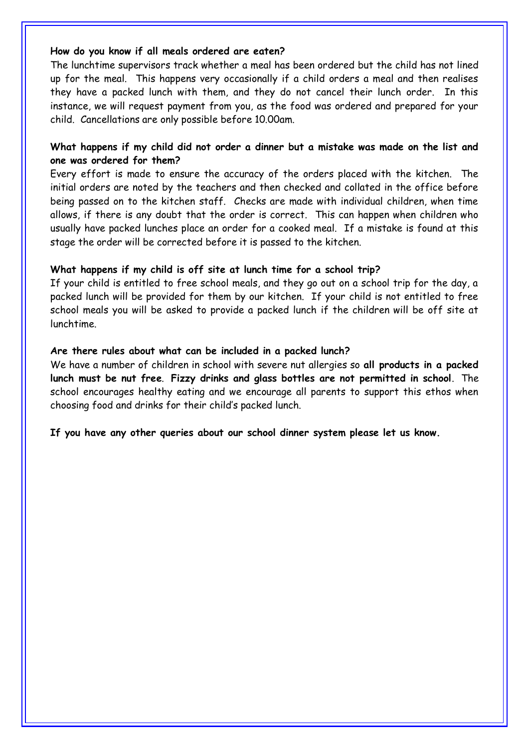**How do you know if all meals ordered are eaten?**

The lunchtime supervisors track whether a meal has been ordered but the child has not lined up for the meal. This happens very occasionally if a child orders a meal and then realises they have a packed lunch with them, and they do not cancel their lunch order. In this instance, we will request payment from you, as the food was ordered and prepared for your child. Cancellations are only possible before 10.00am.

**What happens if my child did not order a dinner but a mistake was made on the list and one was ordered for them?**

Every effort is made to ensure the accuracy of the orders placed with the kitchen. The initial orders are noted by the teachers and then checked and collated in the office before being passed on to the kitchen staff. Checks are made with individual children, when time allows, if there is any doubt that the order is correct. This can happen when children who usually have packed lunches place an order for a cooked meal. If a mistake is found at this stage the order will be corrected before it is passed to the kitchen.

**What happens if my child is off site at lunch time for a school trip?**

If your child is entitled to free school meals, and they go out on a school trip for the day, a packed lunch will be provided for them by our kitchen. If your child is not entitled to free school meals you will be asked to provide a packed lunch if the children will be off site at lunchtime.

**Are there rules about what can be included in a packed lunch?**

We have a number of children in school with severe nut allergies so **all products in a packed lunch must be nut free**. **Fizzy drinks and glass bottles are not permitted in school**. The school encourages healthy eating and we encourage all parents to support this ethos when choosing food and drinks for their child's packed lunch.

**If you have any other queries about our school dinner system please let us know.**